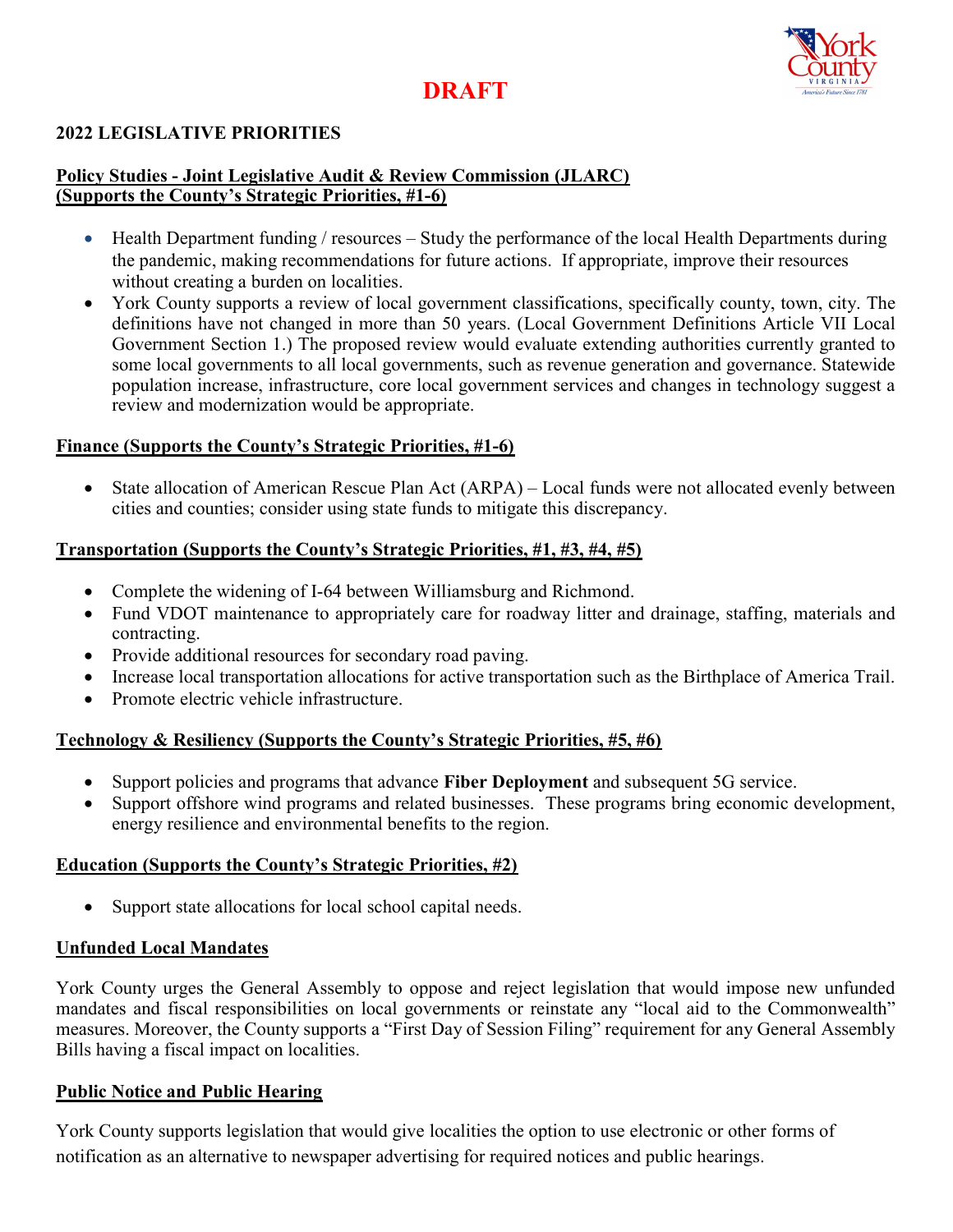# DRAFT

## 2022 LEGISLATIVE PRIORITIES

### Policy Studies - Joint Legislative Audit & Review Commission (JLARC) (Supports the County's Strategic Priorities, #1-6)

- Health Department funding / resources – Study the performance of the local Health Departments during the pandemic, making recommendations for future actions. If appropriate, improve their resources without creating a burden on localities.
- York County supports a review of local government classifications, specifically county, town, city. The definitions have not changed in more than 50 years. (Local Government Definitions Article VII Local Government Section 1.) The proposed review would evaluate extending authorities currently granted to some local governments to all local governments, such as revenue generation and governance. Statewide population increase, infrastructure, core local government services and changes in technology suggest a review and modernization would be appropriate.

### Finance (Supports the County's Strategic Priorities, #1-6)

- State allocation of American Rescue Plan Act (ARPA) – Local funds were not allocated evenly between cities and counties; consider using state funds to mitigate this discrepancy.

### Transportation (Supports the County's Strategic Priorities, #1, #3, #4, #5)

- Complete the widening of I-64 between Williamsburg and Richmond.
- Fund VDOT maintenance to appropriately care for roadway litter and drainage, staffing, materials and contracting.
- Provide additional resources for secondary road paving.
- Increase local transportation allocations for active transportation such as the Birthplace of America Trail.
- Promote electric vehicle infrastructure.

### Technology & Resiliency (Supports the County's Strategic Priorities, #5, #6)

- Support policies and programs that advance **Fiber Deployment** and subsequent 5G service.
- Support offshore wind programs and related businesses. These programs bring economic development, energy resilience and environmental benefits to the region.

### Education (Supports the County's Strategic Priorities, #2)

- Support state allocations for local school capital needs.

### Unfunded Local Mandates

York County urges the General Assembly to oppose and reject legislation that would impose new unfunded mandates and fiscal responsibilities on local governments or reinstate any "local aid to the Commonwealth" measures. Moreover, the County supports a "First Day of Session Filing" requirement for any General Assembly Bills having a fiscal impact on localities.

### Public Notice and Public Hearing

York County supports legislation that would give localities the option to use electronic or other forms of notification as an alternative to newspaper advertising for required notices and public hearings.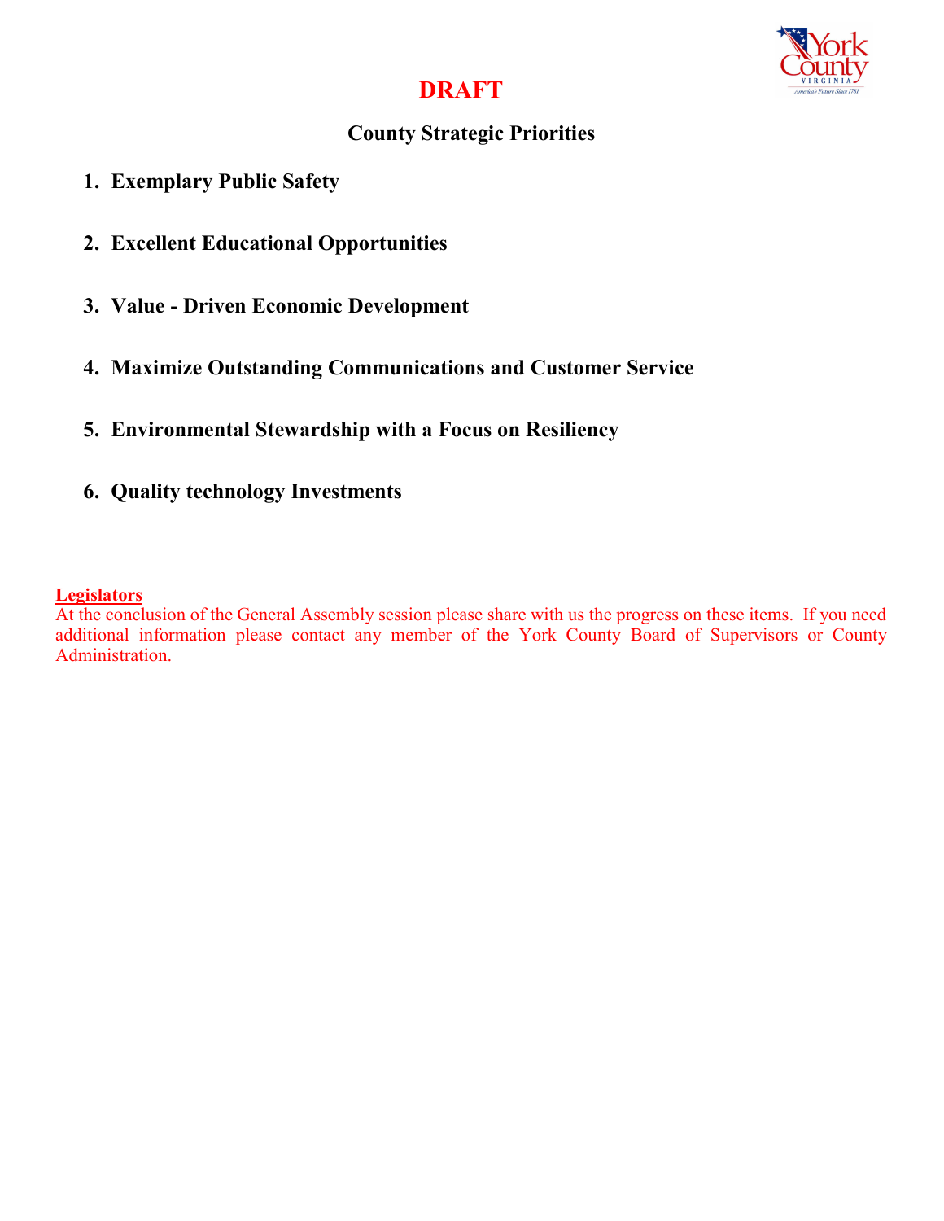# DRAFT

## County Strategic Priorities

1. **Exemplary Public Safety**
2. **Excellent Educational Opportunities**
3. **Value - Driven Economic Development**
4. **Maximize Outstanding Communications and Customer Service**
5. **Environmental Stewardship with a Focus on Resiliency**
6. **Quality technology Investments**

**Legislators**

At the conclusion of the General Assembly session please share with us the progress on these items. If you need additional information please contact any member of the York County Board of Supervisors or County Administration.